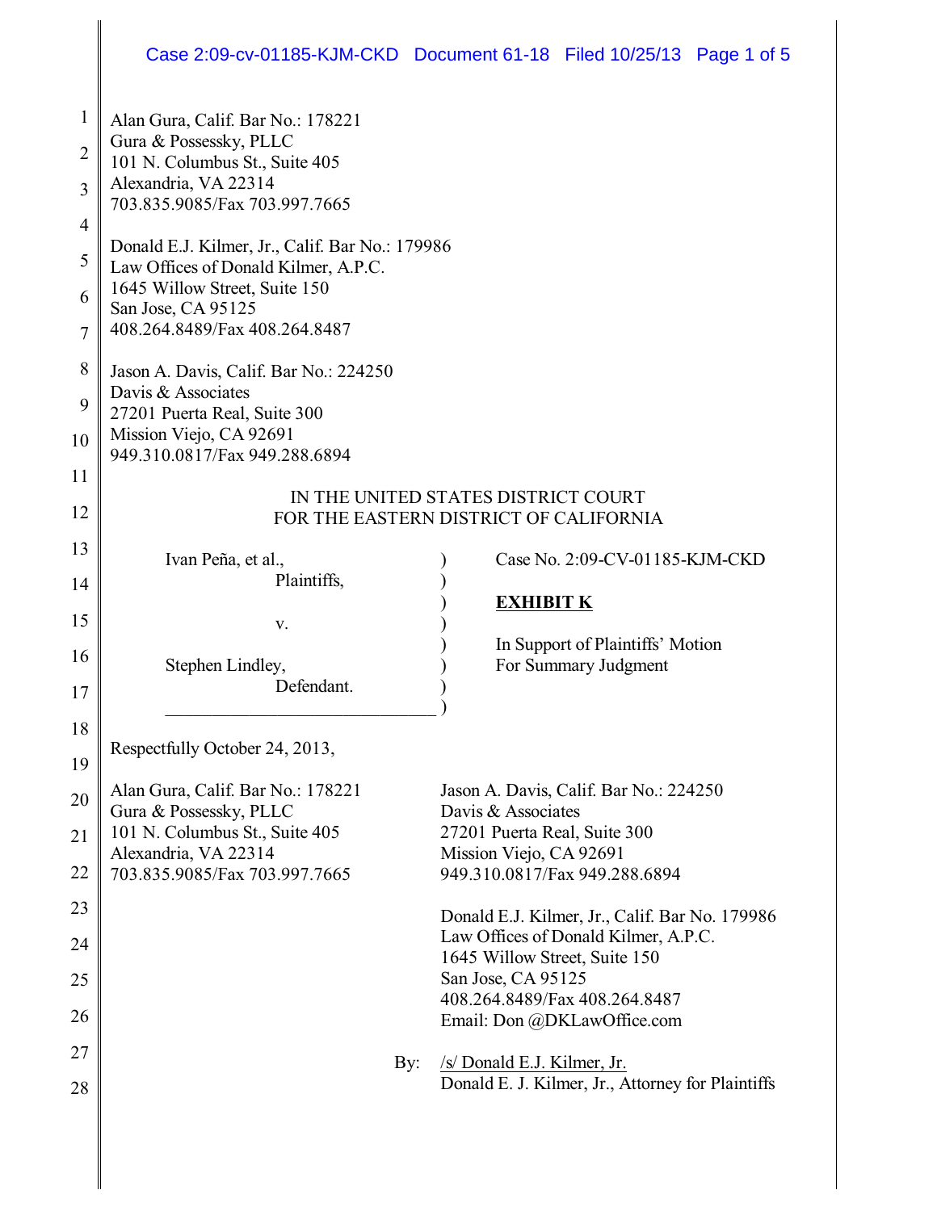Alan Gura, Calif. Bar No.: 178221
Gura & Possessky, PLLC
101 N. Columbus St., Suite 405
Alexandria, VA 22314
703.835.9085/Fax 703.997.7665

Donald E.J. Kilmer, Jr., Calif. Bar No.: 179986
Law Offices of Donald Kilmer, A.P.C.
1645 Willow Street, Suite 150
San Jose, CA 95125
408.264.8489/Fax 408.264.8487

Jason A. Davis, Calif. Bar No.: 224250
Davis & Associates
27201 Puerta Real, Suite 300
Mission Viejo, CA 92691
949.310.0817/Fax 949.288.6894

IN THE UNITED STATES DISTRICT COURT
FOR THE EASTERN DISTRICT OF CALIFORNIA

| | |
|---|---|
| Ivan Peña, et al., Plaintiffs, v. Stephen Lindley, Defendant. | Case No. 2:09-CV-01185-KJM-CKD<br><br>**EXHIBIT K**<br><br>In Support of Plaintiffs' Motion For Summary Judgment |

Respectfully October 24, 2013,

Alan Gura, Calif. Bar No.: 178221
Gura & Possessky, PLLC
101 N. Columbus St., Suite 405
Alexandria, VA 22314
703.835.9085/Fax 703.997.7665

Jason A. Davis, Calif. Bar No.: 224250
Davis & Associates
27201 Puerta Real, Suite 300
Mission Viejo, CA 92691
949.310.0817/Fax 949.288.6894

Donald E.J. Kilmer, Jr., Calif. Bar No. 179986
Law Offices of Donald Kilmer, A.P.C.
1645 Willow Street, Suite 150
San Jose, CA 95125
408.264.8489/Fax 408.264.8487
Email: Don @DKLawOffice.com

By: /s/ Donald E.J. Kilmer, Jr.
Donald E. J. Kilmer, Jr., Attorney for Plaintiffs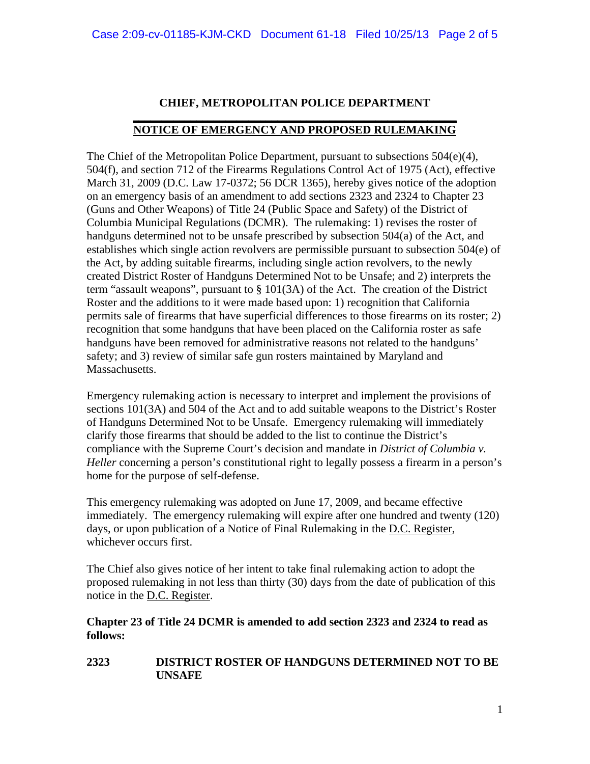## CHIEF, METROPOLITAN POLICE DEPARTMENT

## NOTICE OF EMERGENCY AND PROPOSED RULEMAKING

The Chief of the Metropolitan Police Department, pursuant to subsections 504(e)(4), 504(f), and section 712 of the Firearms Regulations Control Act of 1975 (Act), effective March 31, 2009 (D.C. Law 17-0372; 56 DCR 1365), hereby gives notice of the adoption on an emergency basis of an amendment to add sections 2323 and 2324 to Chapter 23 (Guns and Other Weapons) of Title 24 (Public Space and Safety) of the District of Columbia Municipal Regulations (DCMR). The rulemaking: 1) revises the roster of handguns determined not to be unsafe prescribed by subsection 504(a) of the Act, and establishes which single action revolvers are permissible pursuant to subsection 504(e) of the Act, by adding suitable firearms, including single action revolvers, to the newly created District Roster of Handguns Determined Not to be Unsafe; and 2) interprets the term "assault weapons", pursuant to § 101(3A) of the Act. The creation of the District Roster and the additions to it were made based upon: 1) recognition that California permits sale of firearms that have superficial differences to those firearms on its roster; 2) recognition that some handguns that have been placed on the California roster as safe handguns have been removed for administrative reasons not related to the handguns' safety; and 3) review of similar safe gun rosters maintained by Maryland and Massachusetts.

Emergency rulemaking action is necessary to interpret and implement the provisions of sections 101(3A) and 504 of the Act and to add suitable weapons to the District's Roster of Handguns Determined Not to be Unsafe. Emergency rulemaking will immediately clarify those firearms that should be added to the list to continue the District's compliance with the Supreme Court's decision and mandate in *District of Columbia v. Heller* concerning a person's constitutional right to legally possess a firearm in a person's home for the purpose of self-defense.

This emergency rulemaking was adopted on June 17, 2009, and became effective immediately. The emergency rulemaking will expire after one hundred and twenty (120) days, or upon publication of a Notice of Final Rulemaking in the D.C. Register, whichever occurs first.

The Chief also gives notice of her intent to take final rulemaking action to adopt the proposed rulemaking in not less than thirty (30) days from the date of publication of this notice in the D.C. Register.

**Chapter 23 of Title 24 DCMR is amended to add section 2323 and 2324 to read as follows:**

### 2323 DISTRICT ROSTER OF HANDGUNS DETERMINED NOT TO BE UNSAFE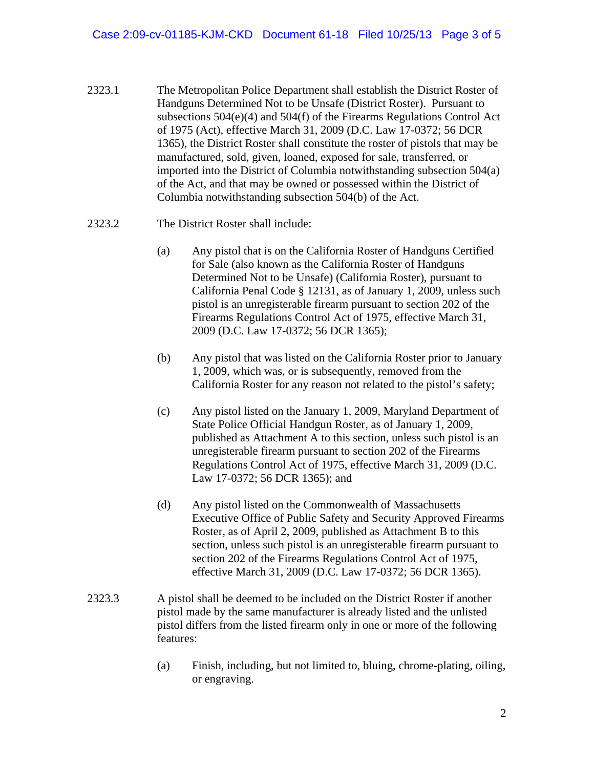2323.1 The Metropolitan Police Department shall establish the District Roster of Handguns Determined Not to be Unsafe (District Roster). Pursuant to subsections 504(e)(4) and 504(f) of the Firearms Regulations Control Act of 1975 (Act), effective March 31, 2009 (D.C. Law 17-0372; 56 DCR 1365), the District Roster shall constitute the roster of pistols that may be manufactured, sold, given, loaned, exposed for sale, transferred, or imported into the District of Columbia notwithstanding subsection 504(a) of the Act, and that may be owned or possessed within the District of Columbia notwithstanding subsection 504(b) of the Act.

2323.2 The District Roster shall include:

(a) Any pistol that is on the California Roster of Handguns Certified for Sale (also known as the California Roster of Handguns Determined Not to be Unsafe) (California Roster), pursuant to California Penal Code § 12131, as of January 1, 2009, unless such pistol is an unregisterable firearm pursuant to section 202 of the Firearms Regulations Control Act of 1975, effective March 31, 2009 (D.C. Law 17-0372; 56 DCR 1365);

(b) Any pistol that was listed on the California Roster prior to January 1, 2009, which was, or is subsequently, removed from the California Roster for any reason not related to the pistol's safety;

(c) Any pistol listed on the January 1, 2009, Maryland Department of State Police Official Handgun Roster, as of January 1, 2009, published as Attachment A to this section, unless such pistol is an unregisterable firearm pursuant to section 202 of the Firearms Regulations Control Act of 1975, effective March 31, 2009 (D.C. Law 17-0372; 56 DCR 1365); and

(d) Any pistol listed on the Commonwealth of Massachusetts Executive Office of Public Safety and Security Approved Firearms Roster, as of April 2, 2009, published as Attachment B to this section, unless such pistol is an unregisterable firearm pursuant to section 202 of the Firearms Regulations Control Act of 1975, effective March 31, 2009 (D.C. Law 17-0372; 56 DCR 1365).

2323.3 A pistol shall be deemed to be included on the District Roster if another pistol made by the same manufacturer is already listed and the unlisted pistol differs from the listed firearm only in one or more of the following features:

(a) Finish, including, but not limited to, bluing, chrome-plating, oiling, or engraving.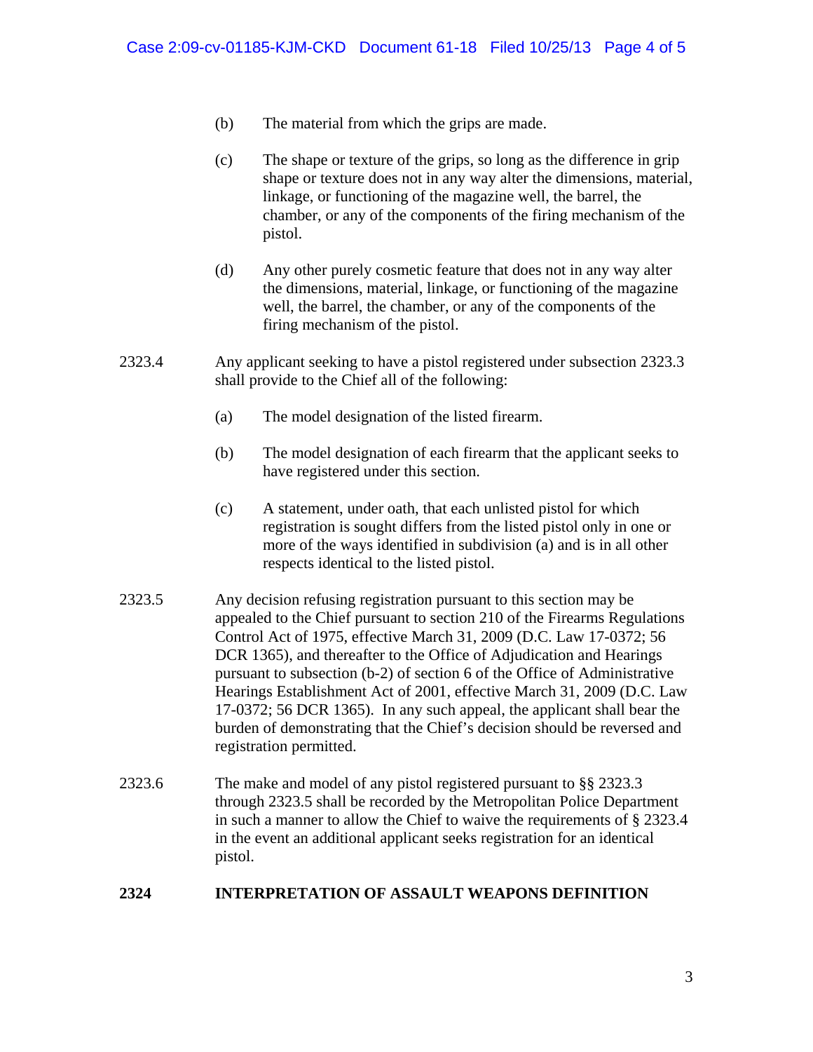(b) The material from which the grips are made.

(c) The shape or texture of the grips, so long as the difference in grip shape or texture does not in any way alter the dimensions, material, linkage, or functioning of the magazine well, the barrel, the chamber, or any of the components of the firing mechanism of the pistol.

(d) Any other purely cosmetic feature that does not in any way alter the dimensions, material, linkage, or functioning of the magazine well, the barrel, the chamber, or any of the components of the firing mechanism of the pistol.

2323.4 Any applicant seeking to have a pistol registered under subsection 2323.3 shall provide to the Chief all of the following:

(a) The model designation of the listed firearm.

(b) The model designation of each firearm that the applicant seeks to have registered under this section.

(c) A statement, under oath, that each unlisted pistol for which registration is sought differs from the listed pistol only in one or more of the ways identified in subdivision (a) and is in all other respects identical to the listed pistol.

2323.5 Any decision refusing registration pursuant to this section may be appealed to the Chief pursuant to section 210 of the Firearms Regulations Control Act of 1975, effective March 31, 2009 (D.C. Law 17-0372; 56 DCR 1365), and thereafter to the Office of Adjudication and Hearings pursuant to subsection (b-2) of section 6 of the Office of Administrative Hearings Establishment Act of 2001, effective March 31, 2009 (D.C. Law 17-0372; 56 DCR 1365). In any such appeal, the applicant shall bear the burden of demonstrating that the Chief's decision should be reversed and registration permitted.

2323.6 The make and model of any pistol registered pursuant to §§ 2323.3 through 2323.5 shall be recorded by the Metropolitan Police Department in such a manner to allow the Chief to waive the requirements of § 2323.4 in the event an additional applicant seeks registration for an identical pistol.

**2324 INTERPRETATION OF ASSAULT WEAPONS DEFINITION**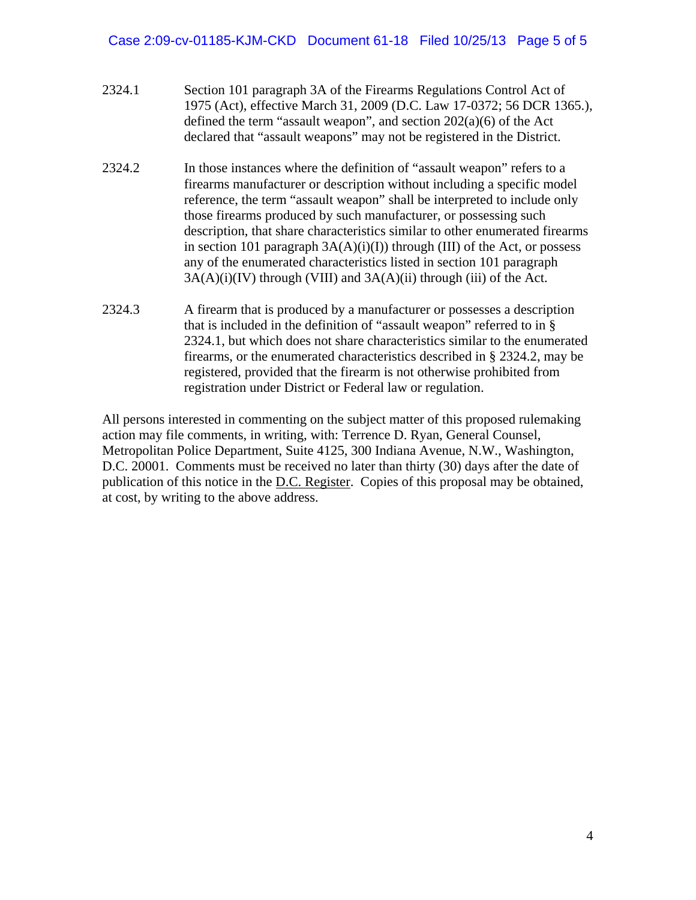2324.1 Section 101 paragraph 3A of the Firearms Regulations Control Act of 1975 (Act), effective March 31, 2009 (D.C. Law 17-0372; 56 DCR 1365.), defined the term "assault weapon", and section 202(a)(6) of the Act declared that "assault weapons" may not be registered in the District.

2324.2 In those instances where the definition of "assault weapon" refers to a firearms manufacturer or description without including a specific model reference, the term "assault weapon" shall be interpreted to include only those firearms produced by such manufacturer, or possessing such description, that share characteristics similar to other enumerated firearms in section 101 paragraph 3A(A)(i)(I)) through (III) of the Act, or possess any of the enumerated characteristics listed in section 101 paragraph 3A(A)(i)(IV) through (VIII) and 3A(A)(ii) through (iii) of the Act.

2324.3 A firearm that is produced by a manufacturer or possesses a description that is included in the definition of "assault weapon" referred to in § 2324.1, but which does not share characteristics similar to the enumerated firearms, or the enumerated characteristics described in § 2324.2, may be registered, provided that the firearm is not otherwise prohibited from registration under District or Federal law or regulation.

All persons interested in commenting on the subject matter of this proposed rulemaking action may file comments, in writing, with: Terrence D. Ryan, General Counsel, Metropolitan Police Department, Suite 4125, 300 Indiana Avenue, N.W., Washington, D.C. 20001. Comments must be received no later than thirty (30) days after the date of publication of this notice in the D.C. Register. Copies of this proposal may be obtained, at cost, by writing to the above address.